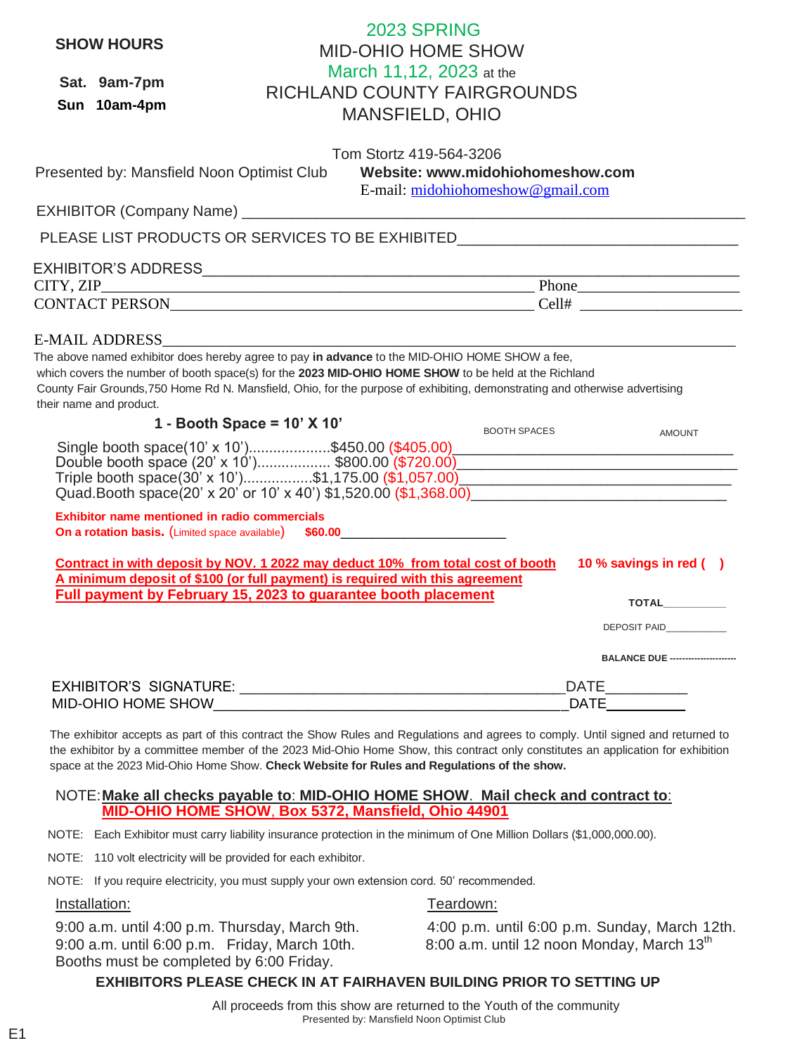**SHOW HOURS**

**Sat. 9am-7pm**

**Sun 10am-4pm**

# 2023 SPRING
# MID-OHIO HOME SHOW
## March 11,12, 2023 at the RICHLAND COUNTY FAIRGROUNDS
## MANSFIELD, OHIO

Tom Stortz 419-564-3206

Presented by: Mansfield Noon Optimist Club **Website: www.midohiohomeshow.com**

E-mail: midohiohomeshow@gmail.com

EXHIBITOR (Company Name) ______________________________________________

PLEASE LIST PRODUCTS OR SERVICES TO BE EXHIBITED______________________________

EXHIBITOR'S ADDRESS______________________________________________

CITY, ZIP______________________________________ Phone____________________

CONTACT PERSON__________________________________ Cell# ____________________

E-MAIL ADDRESS______________________________________________

The above named exhibitor does hereby agree to pay **in advance** to the MID-OHIO HOME SHOW a fee, which covers the number of booth space(s) for the **2023 MID-OHIO HOME SHOW** to be held at the Richland County Fair Grounds,750 Home Rd N. Mansfield, Ohio, for the purpose of exhibiting, demonstrating and otherwise advertising their name and product.

**1 - Booth Space = 10' X 10'**

| | BOOTH SPACES | AMOUNT |
|---|---|---|
| Single booth space(10' x 10')....................$450.00 ($405.00) | | |
| Double booth space (20' x 10')................. $800.00 ($720.00) | | |
| Triple booth space(30' x 10')................$1,175.00 ($1,057.00) | | |
| Quad.Booth space(20' x 20' or 10' x 40') $1,520.00 ($1,368.00) | | |

**Exhibitor name mentioned in radio commercials**
**On a rotation basis.** (Limited space available) **$60.00**______________________

**Contract in with deposit by NOV. 1 2022 may deduct 10% from total cost of booth** **10 % savings in red ( )**
**A minimum deposit of $100 (or full payment) is required with this agreement**
**Full payment by February 15, 2023 to guarantee booth placement**

**TOTAL**__________

DEPOSIT PAID__________

**BALANCE DUE** ----------------------

EXHIBITOR'S SIGNATURE: ________________________________________DATE__________

MID-OHIO HOME SHOW__________________________________________DATE__________

The exhibitor accepts as part of this contract the Show Rules and Regulations and agrees to comply. Until signed and returned to the exhibitor by a committee member of the 2023 Mid-Ohio Home Show, this contract only constitutes an application for exhibition space at the 2023 Mid-Ohio Home Show. **Check Website for Rules and Regulations of the show.**

NOTE: **Make all checks payable to: MID-OHIO HOME SHOW. Mail check and contract to:**
**MID-OHIO HOME SHOW, Box 5372, Mansfield, Ohio 44901**

NOTE: Each Exhibitor must carry liability insurance protection in the minimum of One Million Dollars ($1,000,000.00).

NOTE: 110 volt electricity will be provided for each exhibitor.

NOTE: If you require electricity, you must supply your own extension cord. 50' recommended.

Installation:

9:00 a.m. until 4:00 p.m. Thursday, March 9th.
9:00 a.m. until 6:00 p.m. Friday, March 10th.
Booths must be completed by 6:00 Friday.

Teardown:

4:00 p.m. until 6:00 p.m. Sunday, March 12th.
8:00 a.m. until 12 noon Monday, March 13th

**EXHIBITORS PLEASE CHECK IN AT FAIRHAVEN BUILDING PRIOR TO SETTING UP**

All proceeds from this show are returned to the Youth of the community
Presented by: Mansfield Noon Optimist Club

E1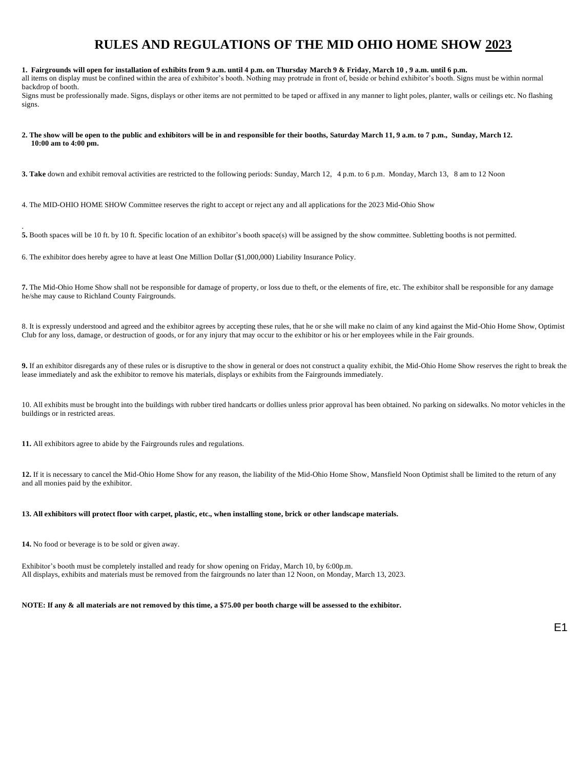# RULES AND REGULATIONS OF THE MID OHIO HOME SHOW 2023

**1. Fairgrounds will open for installation of exhibits from 9 a.m. until 4 p.m. on Thursday March 9 & Friday, March 10 , 9 a.m. until 6 p.m.**
all items on display must be confined within the area of exhibitor's booth. Nothing may protrude in front of, beside or behind exhibitor's booth. Signs must be within normal backdrop of booth.
Signs must be professionally made. Signs, displays or other items are not permitted to be taped or affixed in any manner to light poles, planter, walls or ceilings etc. No flashing signs.

**2. The show will be open to the public and exhibitors will be in and responsible for their booths, Saturday March 11, 9 a.m. to 7 p.m., Sunday, March 12. 10:00 am to 4:00 pm.**

**3. Take** down and exhibit removal activities are restricted to the following periods: Sunday, March 12, 4 p.m. to 6 p.m. Monday, March 13, 8 am to 12 Noon

4. The MID-OHIO HOME SHOW Committee reserves the right to accept or reject any and all applications for the 2023 Mid-Ohio Show

**5.** Booth spaces will be 10 ft. by 10 ft. Specific location of an exhibitor's booth space(s) will be assigned by the show committee. Subletting booths is not permitted.

6. The exhibitor does hereby agree to have at least One Million Dollar ($1,000,000) Liability Insurance Policy.

**7.** The Mid-Ohio Home Show shall not be responsible for damage of property, or loss due to theft, or the elements of fire, etc. The exhibitor shall be responsible for any damage he/she may cause to Richland County Fairgrounds.

8. It is expressly understood and agreed and the exhibitor agrees by accepting these rules, that he or she will make no claim of any kind against the Mid-Ohio Home Show, Optimist Club for any loss, damage, or destruction of goods, or for any injury that may occur to the exhibitor or his or her employees while in the Fair grounds.

**9.** If an exhibitor disregards any of these rules or is disruptive to the show in general or does not construct a quality exhibit, the Mid-Ohio Home Show reserves the right to break the lease immediately and ask the exhibitor to remove his materials, displays or exhibits from the Fairgrounds immediately.

10. All exhibits must be brought into the buildings with rubber tired handcarts or dollies unless prior approval has been obtained. No parking on sidewalks. No motor vehicles in the buildings or in restricted areas.

**11.** All exhibitors agree to abide by the Fairgrounds rules and regulations.

**12.** If it is necessary to cancel the Mid-Ohio Home Show for any reason, the liability of the Mid-Ohio Home Show, Mansfield Noon Optimist shall be limited to the return of any and all monies paid by the exhibitor.

**13. All exhibitors will protect floor with carpet, plastic, etc., when installing stone, brick or other landscape materials.**

**14.** No food or beverage is to be sold or given away.

Exhibitor's booth must be completely installed and ready for show opening on Friday, March 10, by 6:00p.m.
All displays, exhibits and materials must be removed from the fairgrounds no later than 12 Noon, on Monday, March 13, 2023.

**NOTE: If any & all materials are not removed by this time, a $75.00 per booth charge will be assessed to the exhibitor.**

E1